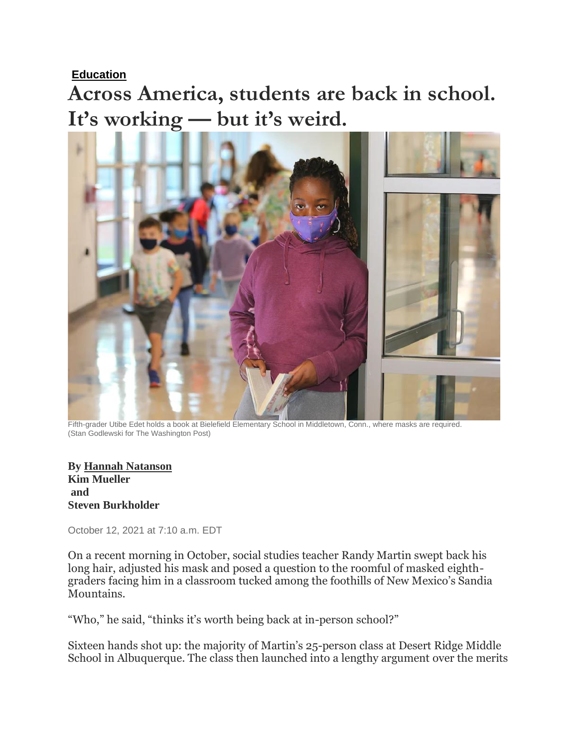**Education**

# Across America, students are back in school. It's working — but it's weird.

Fifth-grader Utibe Edet holds a book at Bielefield Elementary School in Middletown, Conn., where masks are required. (Stan Godlewski for The Washington Post)

**By Hannah Natanson**
**Kim Mueller**
**and**
**Steven Burkholder**

October 12, 2021 at 7:10 a.m. EDT

On a recent morning in October, social studies teacher Randy Martin swept back his long hair, adjusted his mask and posed a question to the roomful of masked eighth-graders facing him in a classroom tucked among the foothills of New Mexico's Sandia Mountains.

"Who," he said, "thinks it's worth being back at in-person school?"

Sixteen hands shot up: the majority of Martin's 25-person class at Desert Ridge Middle School in Albuquerque. The class then launched into a lengthy argument over the merits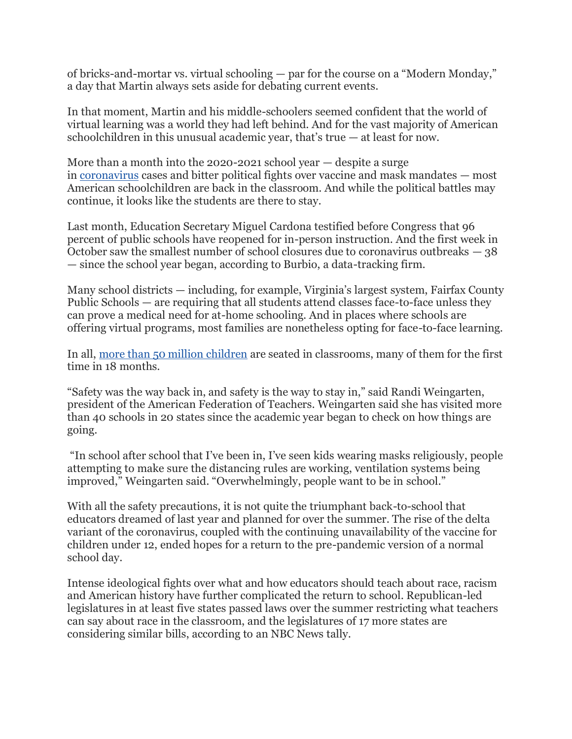of bricks-and-mortar vs. virtual schooling — par for the course on a "Modern Monday," a day that Martin always sets aside for debating current events.

In that moment, Martin and his middle-schoolers seemed confident that the world of virtual learning was a world they had left behind. And for the vast majority of American schoolchildren in this unusual academic year, that's true — at least for now.

More than a month into the 2020-2021 school year — despite a surge in [coronavirus](coronavirus) cases and bitter political fights over vaccine and mask mandates — most American schoolchildren are back in the classroom. And while the political battles may continue, it looks like the students are there to stay.

Last month, Education Secretary Miguel Cardona testified before Congress that 96 percent of public schools have reopened for in-person instruction. And the first week in October saw the smallest number of school closures due to coronavirus outbreaks — 38 — since the school year began, according to Burbio, a data-tracking firm.

Many school districts — including, for example, Virginia's largest system, Fairfax County Public Schools — are requiring that all students attend classes face-to-face unless they can prove a medical need for at-home schooling. And in places where schools are offering virtual programs, most families are nonetheless opting for face-to-face learning.

In all, [more than 50 million children](more than 50 million children) are seated in classrooms, many of them for the first time in 18 months.

"Safety was the way back in, and safety is the way to stay in," said Randi Weingarten, president of the American Federation of Teachers. Weingarten said she has visited more than 40 schools in 20 states since the academic year began to check on how things are going.

"In school after school that I've been in, I've seen kids wearing masks religiously, people attempting to make sure the distancing rules are working, ventilation systems being improved," Weingarten said. "Overwhelmingly, people want to be in school."

With all the safety precautions, it is not quite the triumphant back-to-school that educators dreamed of last year and planned for over the summer. The rise of the delta variant of the coronavirus, coupled with the continuing unavailability of the vaccine for children under 12, ended hopes for a return to the pre-pandemic version of a normal school day.

Intense ideological fights over what and how educators should teach about race, racism and American history have further complicated the return to school. Republican-led legislatures in at least five states passed laws over the summer restricting what teachers can say about race in the classroom, and the legislatures of 17 more states are considering similar bills, according to an NBC News tally.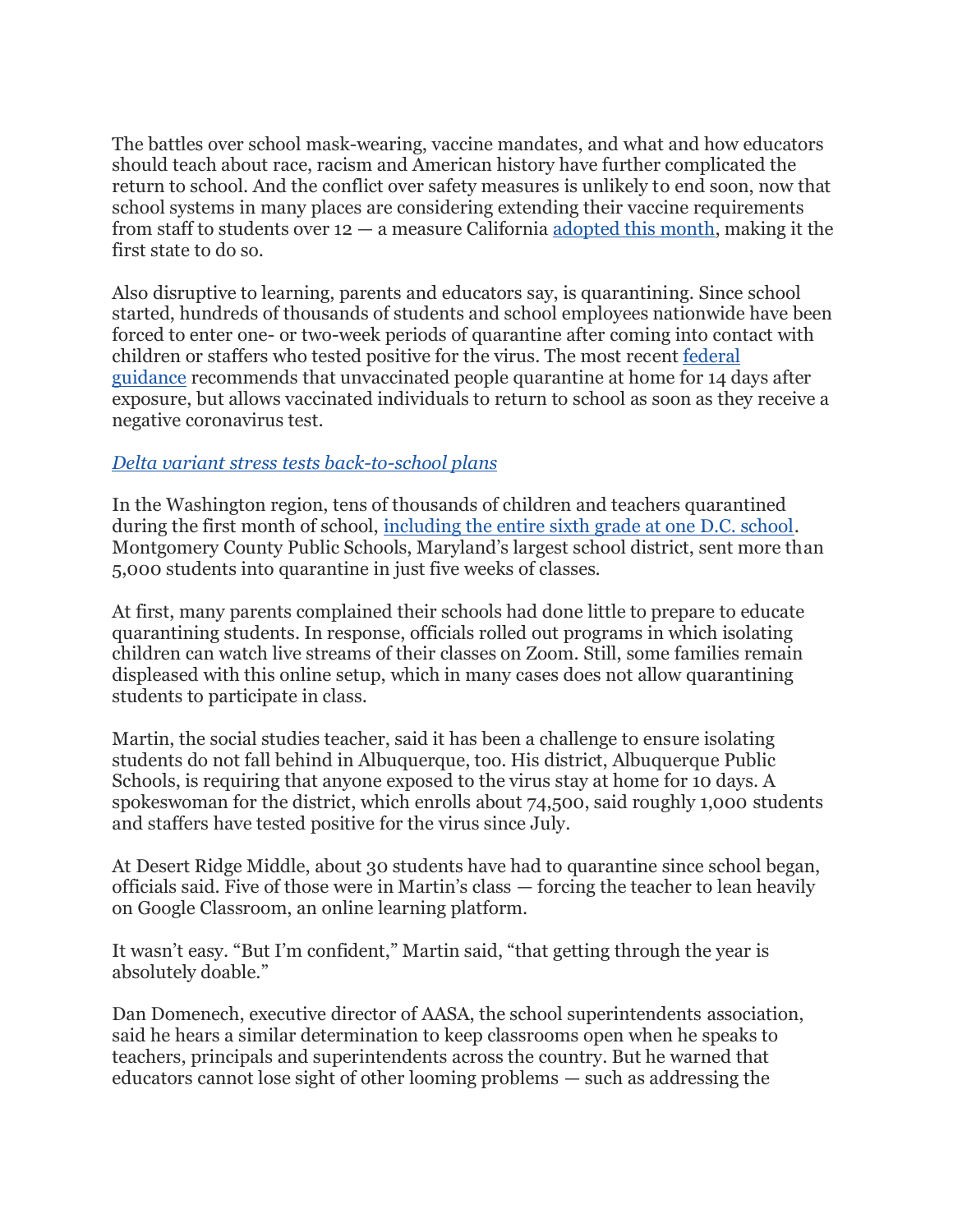The battles over school mask-wearing, vaccine mandates, and what and how educators should teach about race, racism and American history have further complicated the return to school. And the conflict over safety measures is unlikely to end soon, now that school systems in many places are considering extending their vaccine requirements from staff to students over 12 — a measure California adopted this month, making it the first state to do so.

Also disruptive to learning, parents and educators say, is quarantining. Since school started, hundreds of thousands of students and school employees nationwide have been forced to enter one- or two-week periods of quarantine after coming into contact with children or staffers who tested positive for the virus. The most recent federal guidance recommends that unvaccinated people quarantine at home for 14 days after exposure, but allows vaccinated individuals to return to school as soon as they receive a negative coronavirus test.

*Delta variant stress tests back-to-school plans*

In the Washington region, tens of thousands of children and teachers quarantined during the first month of school, including the entire sixth grade at one D.C. school. Montgomery County Public Schools, Maryland's largest school district, sent more than 5,000 students into quarantine in just five weeks of classes.

At first, many parents complained their schools had done little to prepare to educate quarantining students. In response, officials rolled out programs in which isolating children can watch live streams of their classes on Zoom. Still, some families remain displeased with this online setup, which in many cases does not allow quarantining students to participate in class.

Martin, the social studies teacher, said it has been a challenge to ensure isolating students do not fall behind in Albuquerque, too. His district, Albuquerque Public Schools, is requiring that anyone exposed to the virus stay at home for 10 days. A spokeswoman for the district, which enrolls about 74,500, said roughly 1,000 students and staffers have tested positive for the virus since July.

At Desert Ridge Middle, about 30 students have had to quarantine since school began, officials said. Five of those were in Martin's class — forcing the teacher to lean heavily on Google Classroom, an online learning platform.

It wasn't easy. "But I'm confident," Martin said, "that getting through the year is absolutely doable."

Dan Domenech, executive director of AASA, the school superintendents association, said he hears a similar determination to keep classrooms open when he speaks to teachers, principals and superintendents across the country. But he warned that educators cannot lose sight of other looming problems — such as addressing the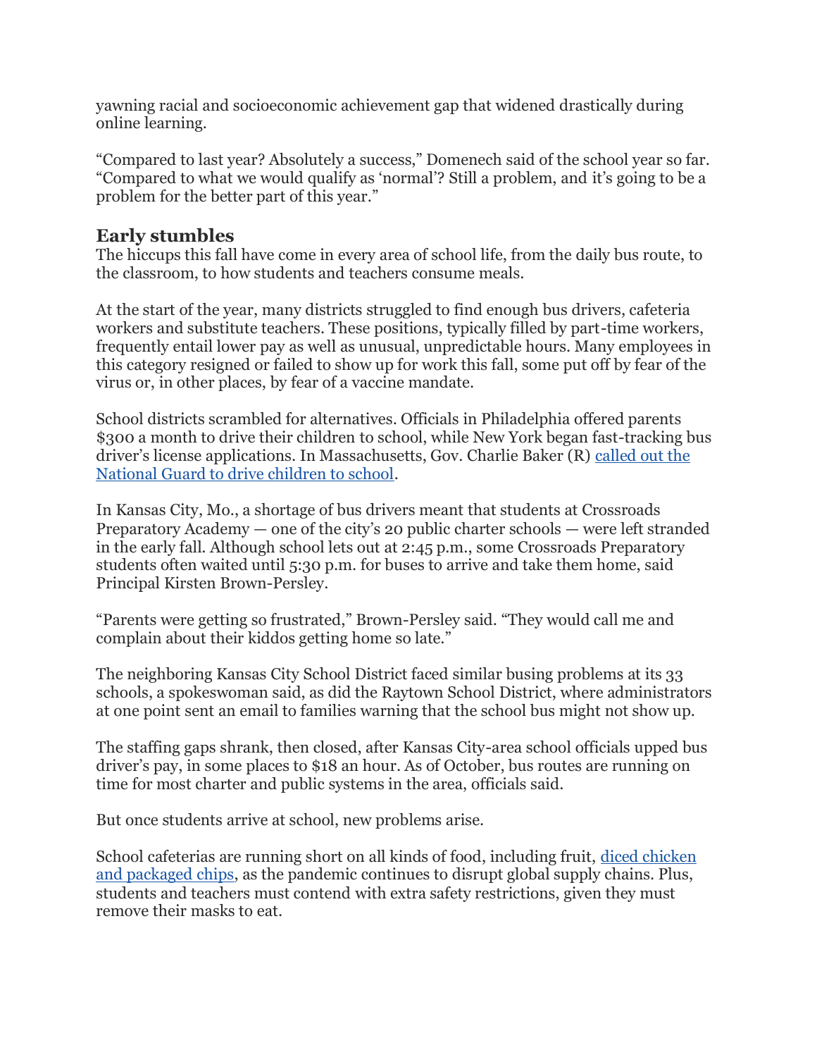yawning racial and socioeconomic achievement gap that widened drastically during online learning.

"Compared to last year? Absolutely a success," Domenech said of the school year so far. "Compared to what we would qualify as 'normal'? Still a problem, and it's going to be a problem for the better part of this year."

## Early stumbles

The hiccups this fall have come in every area of school life, from the daily bus route, to the classroom, to how students and teachers consume meals.

At the start of the year, many districts struggled to find enough bus drivers, cafeteria workers and substitute teachers. These positions, typically filled by part-time workers, frequently entail lower pay as well as unusual, unpredictable hours. Many employees in this category resigned or failed to show up for work this fall, some put off by fear of the virus or, in other places, by fear of a vaccine mandate.

School districts scrambled for alternatives. Officials in Philadelphia offered parents $300 a month to drive their children to school, while New York began fast-tracking bus driver's license applications. In Massachusetts, Gov. Charlie Baker (R) called out the National Guard to drive children to school.

In Kansas City, Mo., a shortage of bus drivers meant that students at Crossroads Preparatory Academy — one of the city's 20 public charter schools — were left stranded in the early fall. Although school lets out at 2:45 p.m., some Crossroads Preparatory students often waited until 5:30 p.m. for buses to arrive and take them home, said Principal Kirsten Brown-Persley.

"Parents were getting so frustrated," Brown-Persley said. "They would call me and complain about their kiddos getting home so late."

The neighboring Kansas City School District faced similar busing problems at its 33 schools, a spokeswoman said, as did the Raytown School District, where administrators at one point sent an email to families warning that the school bus might not show up.

The staffing gaps shrank, then closed, after Kansas City-area school officials upped bus driver's pay, in some places to $18 an hour. As of October, bus routes are running on time for most charter and public systems in the area, officials said.

But once students arrive at school, new problems arise.

School cafeterias are running short on all kinds of food, including fruit, diced chicken and packaged chips, as the pandemic continues to disrupt global supply chains. Plus, students and teachers must contend with extra safety restrictions, given they must remove their masks to eat.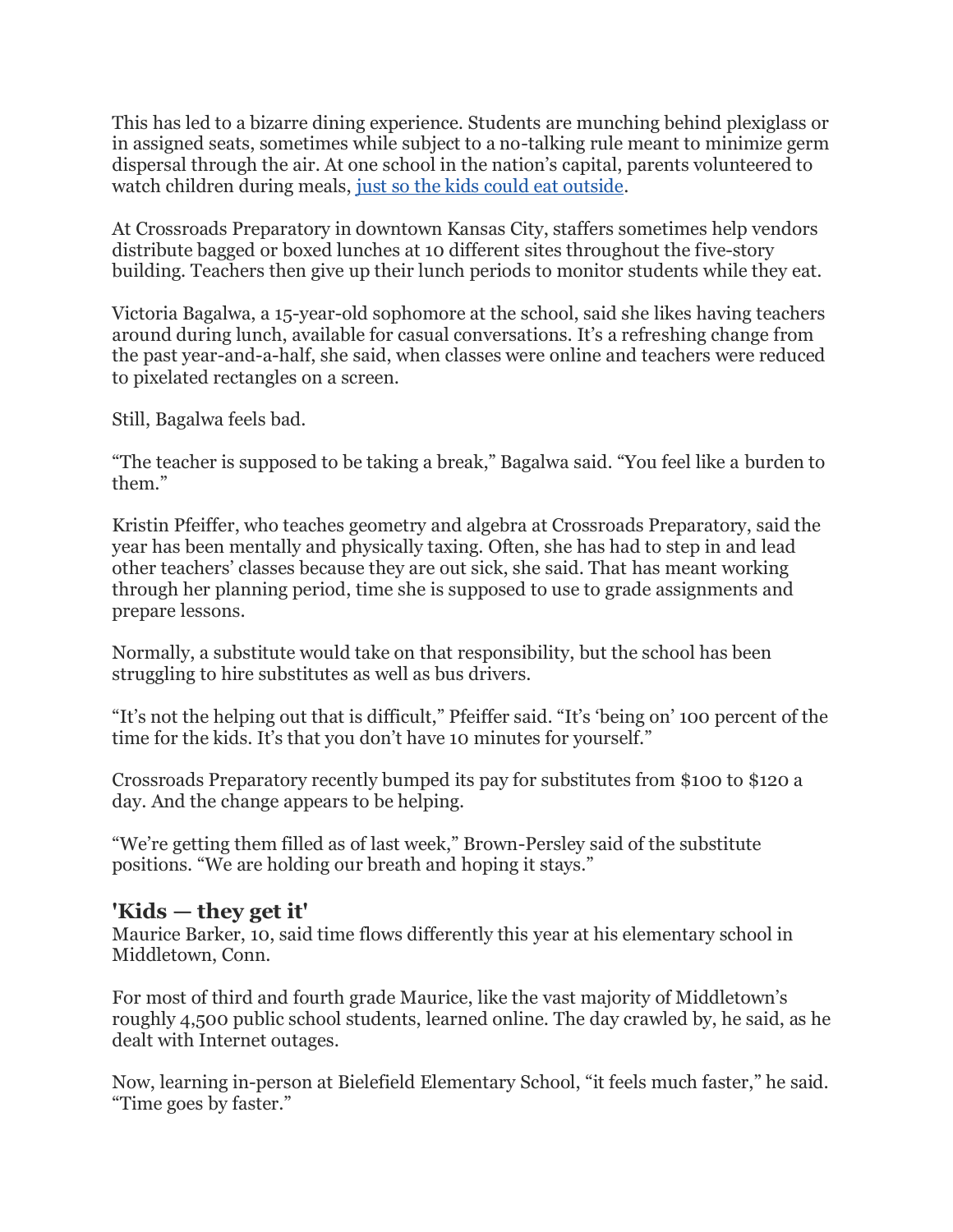This has led to a bizarre dining experience. Students are munching behind plexiglass or in assigned seats, sometimes while subject to a no-talking rule meant to minimize germ dispersal through the air. At one school in the nation's capital, parents volunteered to watch children during meals, [just so the kids could eat outside](#).

At Crossroads Preparatory in downtown Kansas City, staffers sometimes help vendors distribute bagged or boxed lunches at 10 different sites throughout the five-story building. Teachers then give up their lunch periods to monitor students while they eat.

Victoria Bagalwa, a 15-year-old sophomore at the school, said she likes having teachers around during lunch, available for casual conversations. It's a refreshing change from the past year-and-a-half, she said, when classes were online and teachers were reduced to pixelated rectangles on a screen.

Still, Bagalwa feels bad.

"The teacher is supposed to be taking a break," Bagalwa said. "You feel like a burden to them."

Kristin Pfeiffer, who teaches geometry and algebra at Crossroads Preparatory, said the year has been mentally and physically taxing. Often, she has had to step in and lead other teachers' classes because they are out sick, she said. That has meant working through her planning period, time she is supposed to use to grade assignments and prepare lessons.

Normally, a substitute would take on that responsibility, but the school has been struggling to hire substitutes as well as bus drivers.

"It's not the helping out that is difficult," Pfeiffer said. "It's 'being on' 100 percent of the time for the kids. It's that you don't have 10 minutes for yourself."

Crossroads Preparatory recently bumped its pay for substitutes from $100 to $120 a day. And the change appears to be helping.

"We're getting them filled as of last week," Brown-Persley said of the substitute positions. "We are holding our breath and hoping it stays."

### 'Kids — they get it'

Maurice Barker, 10, said time flows differently this year at his elementary school in Middletown, Conn.

For most of third and fourth grade Maurice, like the vast majority of Middletown's roughly 4,500 public school students, learned online. The day crawled by, he said, as he dealt with Internet outages.

Now, learning in-person at Bielefield Elementary School, "it feels much faster," he said. "Time goes by faster."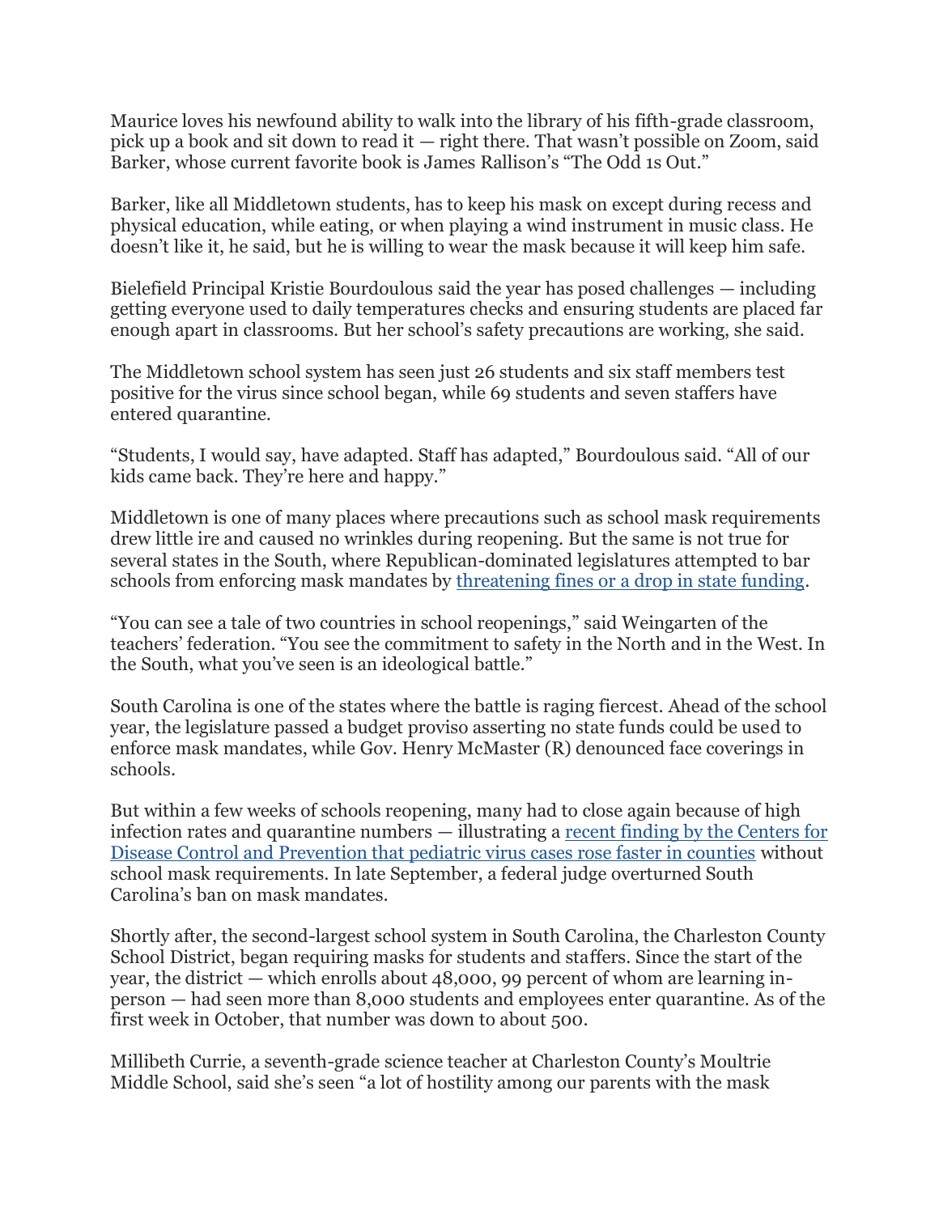Maurice loves his newfound ability to walk into the library of his fifth-grade classroom, pick up a book and sit down to read it — right there. That wasn't possible on Zoom, said Barker, whose current favorite book is James Rallison's "The Odd 1s Out."

Barker, like all Middletown students, has to keep his mask on except during recess and physical education, while eating, or when playing a wind instrument in music class. He doesn't like it, he said, but he is willing to wear the mask because it will keep him safe.

Bielefield Principal Kristie Bourdoulous said the year has posed challenges — including getting everyone used to daily temperatures checks and ensuring students are placed far enough apart in classrooms. But her school's safety precautions are working, she said.

The Middletown school system has seen just 26 students and six staff members test positive for the virus since school began, while 69 students and seven staffers have entered quarantine.

"Students, I would say, have adapted. Staff has adapted," Bourdoulous said. "All of our kids came back. They're here and happy."

Middletown is one of many places where precautions such as school mask requirements drew little ire and caused no wrinkles during reopening. But the same is not true for several states in the South, where Republican-dominated legislatures attempted to bar schools from enforcing mask mandates by threatening fines or a drop in state funding.

"You can see a tale of two countries in school reopenings," said Weingarten of the teachers' federation. "You see the commitment to safety in the North and in the West. In the South, what you've seen is an ideological battle."

South Carolina is one of the states where the battle is raging fiercest. Ahead of the school year, the legislature passed a budget proviso asserting no state funds could be used to enforce mask mandates, while Gov. Henry McMaster (R) denounced face coverings in schools.

But within a few weeks of schools reopening, many had to close again because of high infection rates and quarantine numbers — illustrating a recent finding by the Centers for Disease Control and Prevention that pediatric virus cases rose faster in counties without school mask requirements. In late September, a federal judge overturned South Carolina's ban on mask mandates.

Shortly after, the second-largest school system in South Carolina, the Charleston County School District, began requiring masks for students and staffers. Since the start of the year, the district — which enrolls about 48,000, 99 percent of whom are learning in-person — had seen more than 8,000 students and employees enter quarantine. As of the first week in October, that number was down to about 500.

Millibeth Currie, a seventh-grade science teacher at Charleston County's Moultrie Middle School, said she's seen "a lot of hostility among our parents with the mask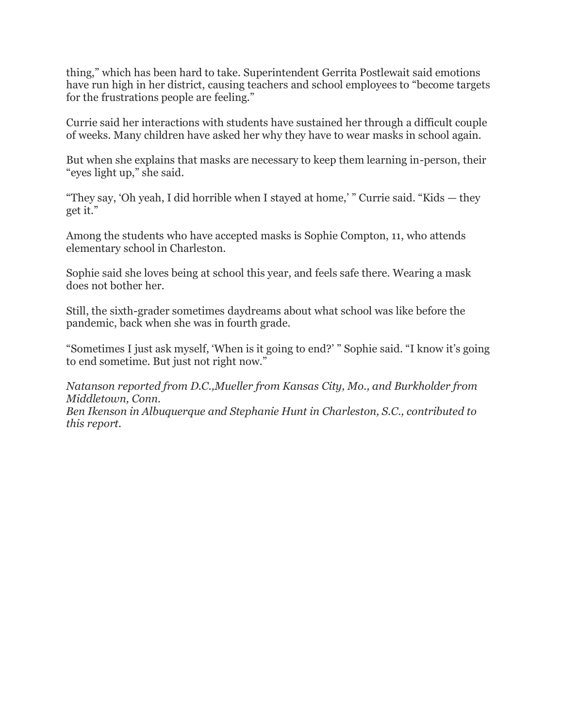thing," which has been hard to take. Superintendent Gerrita Postlewait said emotions have run high in her district, causing teachers and school employees to "become targets for the frustrations people are feeling."

Currie said her interactions with students have sustained her through a difficult couple of weeks. Many children have asked her why they have to wear masks in school again.

But when she explains that masks are necessary to keep them learning in-person, their "eyes light up," she said.

"They say, 'Oh yeah, I did horrible when I stayed at home,' " Currie said. "Kids — they get it."

Among the students who have accepted masks is Sophie Compton, 11, who attends elementary school in Charleston.

Sophie said she loves being at school this year, and feels safe there. Wearing a mask does not bother her.

Still, the sixth-grader sometimes daydreams about what school was like before the pandemic, back when she was in fourth grade.

"Sometimes I just ask myself, 'When is it going to end?' " Sophie said. "I know it's going to end sometime. But just not right now."

*Natanson reported from D.C.,Mueller from Kansas City, Mo., and Burkholder from Middletown, Conn.*
*Ben Ikenson in Albuquerque and Stephanie Hunt in Charleston, S.C., contributed to this report.*